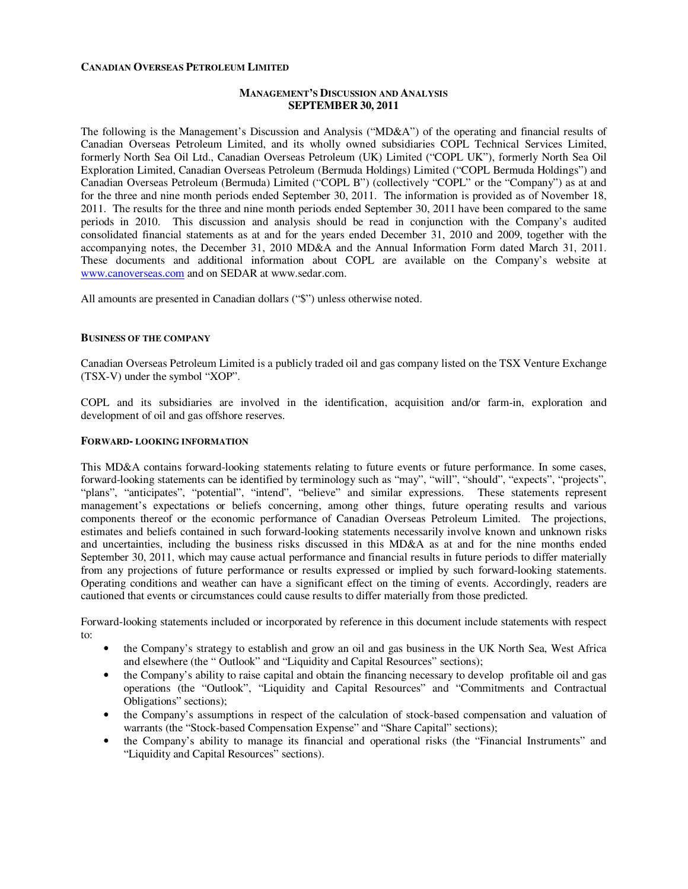**CANADIAN OVERSEAS PETROLEUM LIMITED**

**MANAGEMENT'S DISCUSSION AND ANALYSIS**
**SEPTEMBER 30, 2011**

The following is the Management's Discussion and Analysis ("MD&A") of the operating and financial results of Canadian Overseas Petroleum Limited, and its wholly owned subsidiaries COPL Technical Services Limited, formerly North Sea Oil Ltd., Canadian Overseas Petroleum (UK) Limited ("COPL UK"), formerly North Sea Oil Exploration Limited, Canadian Overseas Petroleum (Bermuda Holdings) Limited ("COPL Bermuda Holdings") and Canadian Overseas Petroleum (Bermuda) Limited ("COPL B") (collectively "COPL" or the "Company") as at and for the three and nine month periods ended September 30, 2011. The information is provided as of November 18, 2011. The results for the three and nine month periods ended September 30, 2011 have been compared to the same periods in 2010. This discussion and analysis should be read in conjunction with the Company's audited consolidated financial statements as at and for the years ended December 31, 2010 and 2009, together with the accompanying notes, the December 31, 2010 MD&A and the Annual Information Form dated March 31, 2011. These documents and additional information about COPL are available on the Company's website at www.canoverseas.com and on SEDAR at www.sedar.com.

All amounts are presented in Canadian dollars ("$") unless otherwise noted.

## BUSINESS OF THE COMPANY

Canadian Overseas Petroleum Limited is a publicly traded oil and gas company listed on the TSX Venture Exchange (TSX-V) under the symbol "XOP".

COPL and its subsidiaries are involved in the identification, acquisition and/or farm-in, exploration and development of oil and gas offshore reserves.

## FORWARD- LOOKING INFORMATION

This MD&A contains forward-looking statements relating to future events or future performance. In some cases, forward-looking statements can be identified by terminology such as "may", "will", "should", "expects", "projects", "plans", "anticipates", "potential", "intend", "believe" and similar expressions. These statements represent management's expectations or beliefs concerning, among other things, future operating results and various components thereof or the economic performance of Canadian Overseas Petroleum Limited. The projections, estimates and beliefs contained in such forward-looking statements necessarily involve known and unknown risks and uncertainties, including the business risks discussed in this MD&A as at and for the nine months ended September 30, 2011, which may cause actual performance and financial results in future periods to differ materially from any projections of future performance or results expressed or implied by such forward-looking statements. Operating conditions and weather can have a significant effect on the timing of events. Accordingly, readers are cautioned that events or circumstances could cause results to differ materially from those predicted.

Forward-looking statements included or incorporated by reference in this document include statements with respect to:

- the Company's strategy to establish and grow an oil and gas business in the UK North Sea, West Africa and elsewhere (the " Outlook" and "Liquidity and Capital Resources" sections);
- the Company's ability to raise capital and obtain the financing necessary to develop profitable oil and gas operations (the "Outlook", "Liquidity and Capital Resources" and "Commitments and Contractual Obligations" sections);
- the Company's assumptions in respect of the calculation of stock-based compensation and valuation of warrants (the "Stock-based Compensation Expense" and "Share Capital" sections);
- the Company's ability to manage its financial and operational risks (the "Financial Instruments" and "Liquidity and Capital Resources" sections).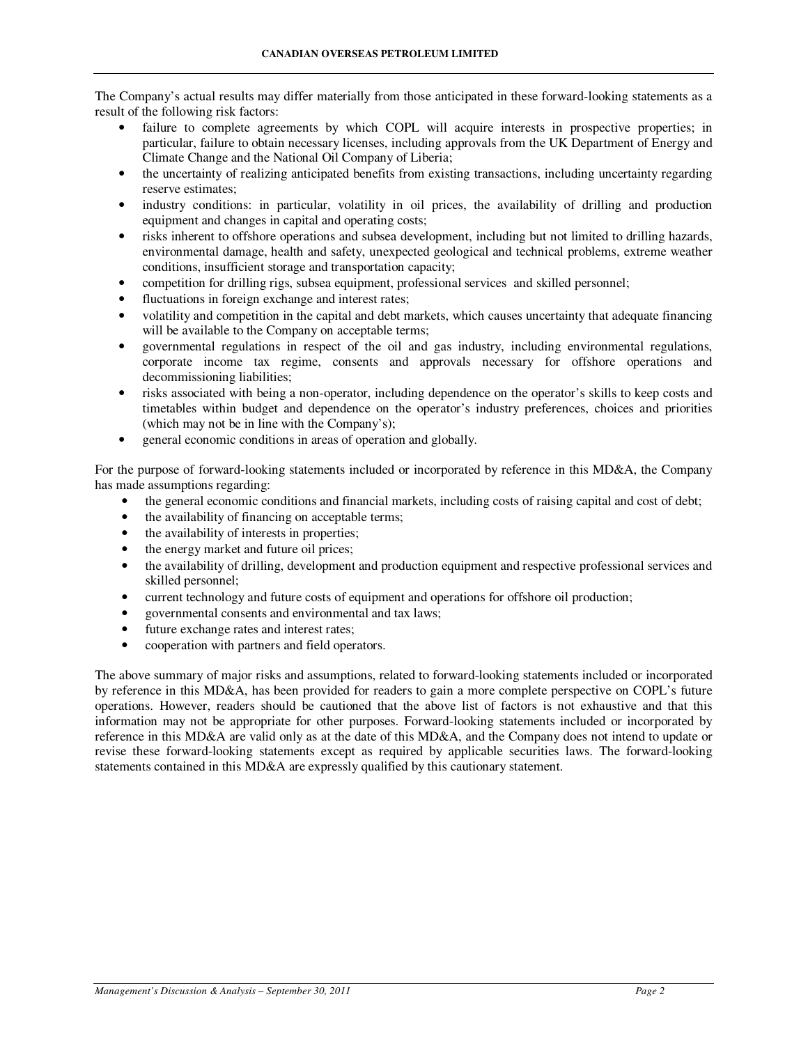The Company's actual results may differ materially from those anticipated in these forward-looking statements as a result of the following risk factors:

- failure to complete agreements by which COPL will acquire interests in prospective properties; in particular, failure to obtain necessary licenses, including approvals from the UK Department of Energy and Climate Change and the National Oil Company of Liberia;
- the uncertainty of realizing anticipated benefits from existing transactions, including uncertainty regarding reserve estimates;
- industry conditions: in particular, volatility in oil prices, the availability of drilling and production equipment and changes in capital and operating costs;
- risks inherent to offshore operations and subsea development, including but not limited to drilling hazards, environmental damage, health and safety, unexpected geological and technical problems, extreme weather conditions, insufficient storage and transportation capacity;
- competition for drilling rigs, subsea equipment, professional services and skilled personnel;
- fluctuations in foreign exchange and interest rates;
- volatility and competition in the capital and debt markets, which causes uncertainty that adequate financing will be available to the Company on acceptable terms;
- governmental regulations in respect of the oil and gas industry, including environmental regulations, corporate income tax regime, consents and approvals necessary for offshore operations and decommissioning liabilities;
- risks associated with being a non-operator, including dependence on the operator's skills to keep costs and timetables within budget and dependence on the operator's industry preferences, choices and priorities (which may not be in line with the Company's);
- general economic conditions in areas of operation and globally.

For the purpose of forward-looking statements included or incorporated by reference in this MD&A, the Company has made assumptions regarding:

- the general economic conditions and financial markets, including costs of raising capital and cost of debt;
- the availability of financing on acceptable terms;
- the availability of interests in properties;
- the energy market and future oil prices;
- the availability of drilling, development and production equipment and respective professional services and skilled personnel;
- current technology and future costs of equipment and operations for offshore oil production;
- governmental consents and environmental and tax laws;
- future exchange rates and interest rates;
- cooperation with partners and field operators.

The above summary of major risks and assumptions, related to forward-looking statements included or incorporated by reference in this MD&A, has been provided for readers to gain a more complete perspective on COPL's future operations. However, readers should be cautioned that the above list of factors is not exhaustive and that this information may not be appropriate for other purposes. Forward-looking statements included or incorporated by reference in this MD&A are valid only as at the date of this MD&A, and the Company does not intend to update or revise these forward-looking statements except as required by applicable securities laws. The forward-looking statements contained in this MD&A are expressly qualified by this cautionary statement.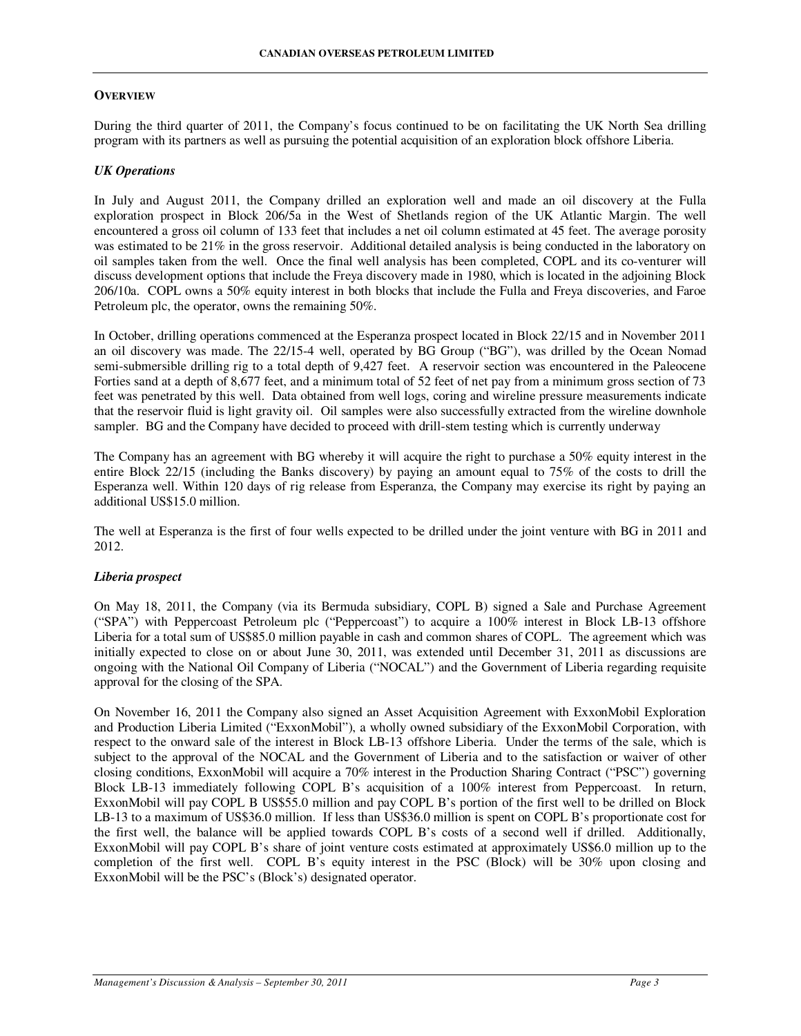## OVERVIEW

During the third quarter of 2011, the Company's focus continued to be on facilitating the UK North Sea drilling program with its partners as well as pursuing the potential acquisition of an exploration block offshore Liberia.

### *UK Operations*

In July and August 2011, the Company drilled an exploration well and made an oil discovery at the Fulla exploration prospect in Block 206/5a in the West of Shetlands region of the UK Atlantic Margin. The well encountered a gross oil column of 133 feet that includes a net oil column estimated at 45 feet. The average porosity was estimated to be 21% in the gross reservoir. Additional detailed analysis is being conducted in the laboratory on oil samples taken from the well. Once the final well analysis has been completed, COPL and its co-venturer will discuss development options that include the Freya discovery made in 1980, which is located in the adjoining Block 206/10a. COPL owns a 50% equity interest in both blocks that include the Fulla and Freya discoveries, and Faroe Petroleum plc, the operator, owns the remaining 50%.

In October, drilling operations commenced at the Esperanza prospect located in Block 22/15 and in November 2011 an oil discovery was made. The 22/15-4 well, operated by BG Group ("BG"), was drilled by the Ocean Nomad semi-submersible drilling rig to a total depth of 9,427 feet. A reservoir section was encountered in the Paleocene Forties sand at a depth of 8,677 feet, and a minimum total of 52 feet of net pay from a minimum gross section of 73 feet was penetrated by this well. Data obtained from well logs, coring and wireline pressure measurements indicate that the reservoir fluid is light gravity oil. Oil samples were also successfully extracted from the wireline downhole sampler. BG and the Company have decided to proceed with drill-stem testing which is currently underway

The Company has an agreement with BG whereby it will acquire the right to purchase a 50% equity interest in the entire Block 22/15 (including the Banks discovery) by paying an amount equal to 75% of the costs to drill the Esperanza well. Within 120 days of rig release from Esperanza, the Company may exercise its right by paying an additional US$15.0 million.

The well at Esperanza is the first of four wells expected to be drilled under the joint venture with BG in 2011 and 2012.

### *Liberia prospect*

On May 18, 2011, the Company (via its Bermuda subsidiary, COPL B) signed a Sale and Purchase Agreement ("SPA") with Peppercoast Petroleum plc ("Peppercoast") to acquire a 100% interest in Block LB-13 offshore Liberia for a total sum of US$85.0 million payable in cash and common shares of COPL. The agreement which was initially expected to close on or about June 30, 2011, was extended until December 31, 2011 as discussions are ongoing with the National Oil Company of Liberia ("NOCAL") and the Government of Liberia regarding requisite approval for the closing of the SPA.

On November 16, 2011 the Company also signed an Asset Acquisition Agreement with ExxonMobil Exploration and Production Liberia Limited ("ExxonMobil"), a wholly owned subsidiary of the ExxonMobil Corporation, with respect to the onward sale of the interest in Block LB-13 offshore Liberia. Under the terms of the sale, which is subject to the approval of the NOCAL and the Government of Liberia and to the satisfaction or waiver of other closing conditions, ExxonMobil will acquire a 70% interest in the Production Sharing Contract ("PSC") governing Block LB-13 immediately following COPL B's acquisition of a 100% interest from Peppercoast. In return, ExxonMobil will pay COPL B US$55.0 million and pay COPL B's portion of the first well to be drilled on Block LB-13 to a maximum of US$36.0 million. If less than US$36.0 million is spent on COPL B's proportionate cost for the first well, the balance will be applied towards COPL B's costs of a second well if drilled. Additionally, ExxonMobil will pay COPL B's share of joint venture costs estimated at approximately US$6.0 million up to the completion of the first well. COPL B's equity interest in the PSC (Block) will be 30% upon closing and ExxonMobil will be the PSC's (Block's) designated operator.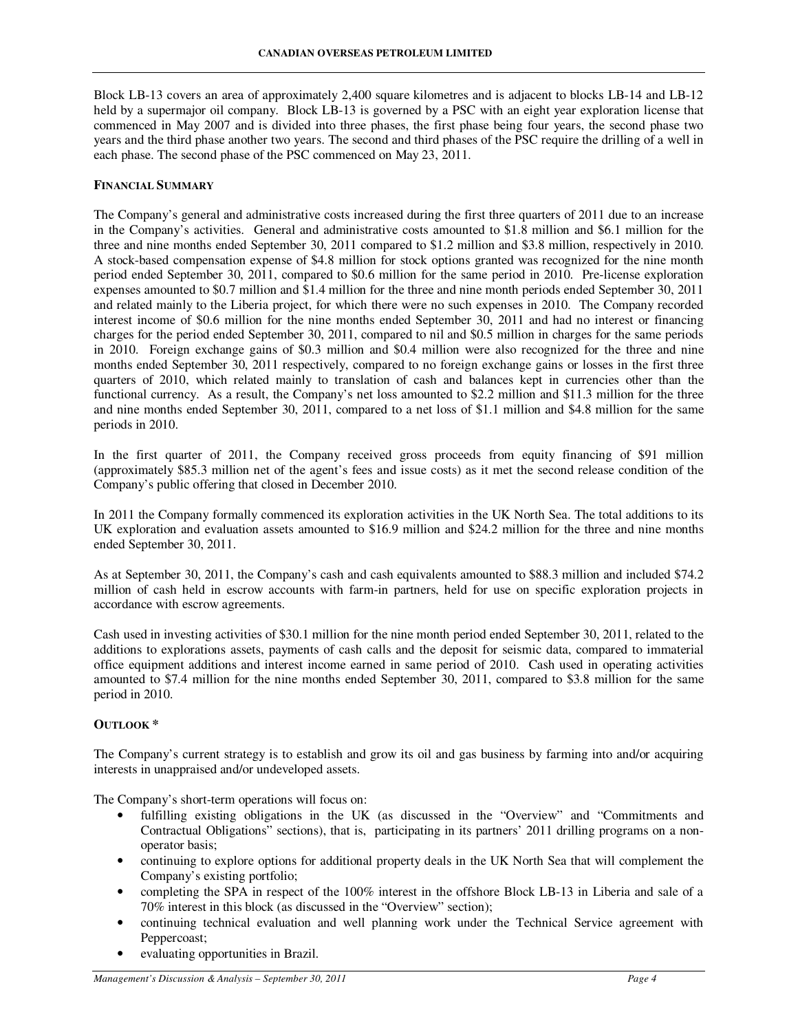Block LB-13 covers an area of approximately 2,400 square kilometres and is adjacent to blocks LB-14 and LB-12 held by a supermajor oil company. Block LB-13 is governed by a PSC with an eight year exploration license that commenced in May 2007 and is divided into three phases, the first phase being four years, the second phase two years and the third phase another two years. The second and third phases of the PSC require the drilling of a well in each phase. The second phase of the PSC commenced on May 23, 2011.

**FINANCIAL SUMMARY**

The Company's general and administrative costs increased during the first three quarters of 2011 due to an increase in the Company's activities. General and administrative costs amounted to $1.8 million and $6.1 million for the three and nine months ended September 30, 2011 compared to $1.2 million and $3.8 million, respectively in 2010. A stock-based compensation expense of $4.8 million for stock options granted was recognized for the nine month period ended September 30, 2011, compared to $0.6 million for the same period in 2010. Pre-license exploration expenses amounted to $0.7 million and $1.4 million for the three and nine month periods ended September 30, 2011 and related mainly to the Liberia project, for which there were no such expenses in 2010. The Company recorded interest income of $0.6 million for the nine months ended September 30, 2011 and had no interest or financing charges for the period ended September 30, 2011, compared to nil and $0.5 million in charges for the same periods in 2010. Foreign exchange gains of $0.3 million and $0.4 million were also recognized for the three and nine months ended September 30, 2011 respectively, compared to no foreign exchange gains or losses in the first three quarters of 2010, which related mainly to translation of cash and balances kept in currencies other than the functional currency. As a result, the Company's net loss amounted to $2.2 million and $11.3 million for the three and nine months ended September 30, 2011, compared to a net loss of $1.1 million and $4.8 million for the same periods in 2010.

In the first quarter of 2011, the Company received gross proceeds from equity financing of $91 million (approximately $85.3 million net of the agent's fees and issue costs) as it met the second release condition of the Company's public offering that closed in December 2010.

In 2011 the Company formally commenced its exploration activities in the UK North Sea. The total additions to its UK exploration and evaluation assets amounted to $16.9 million and $24.2 million for the three and nine months ended September 30, 2011.

As at September 30, 2011, the Company's cash and cash equivalents amounted to $88.3 million and included $74.2 million of cash held in escrow accounts with farm-in partners, held for use on specific exploration projects in accordance with escrow agreements.

Cash used in investing activities of $30.1 million for the nine month period ended September 30, 2011, related to the additions to explorations assets, payments of cash calls and the deposit for seismic data, compared to immaterial office equipment additions and interest income earned in same period of 2010. Cash used in operating activities amounted to $7.4 million for the nine months ended September 30, 2011, compared to $3.8 million for the same period in 2010.

**OUTLOOK ***

The Company's current strategy is to establish and grow its oil and gas business by farming into and/or acquiring interests in unappraised and/or undeveloped assets.

The Company's short-term operations will focus on:

- fulfilling existing obligations in the UK (as discussed in the "Overview" and "Commitments and Contractual Obligations" sections), that is, participating in its partners' 2011 drilling programs on a non-operator basis;
- continuing to explore options for additional property deals in the UK North Sea that will complement the Company's existing portfolio;
- completing the SPA in respect of the 100% interest in the offshore Block LB-13 in Liberia and sale of a 70% interest in this block (as discussed in the "Overview" section);
- continuing technical evaluation and well planning work under the Technical Service agreement with Peppercoast;
- evaluating opportunities in Brazil.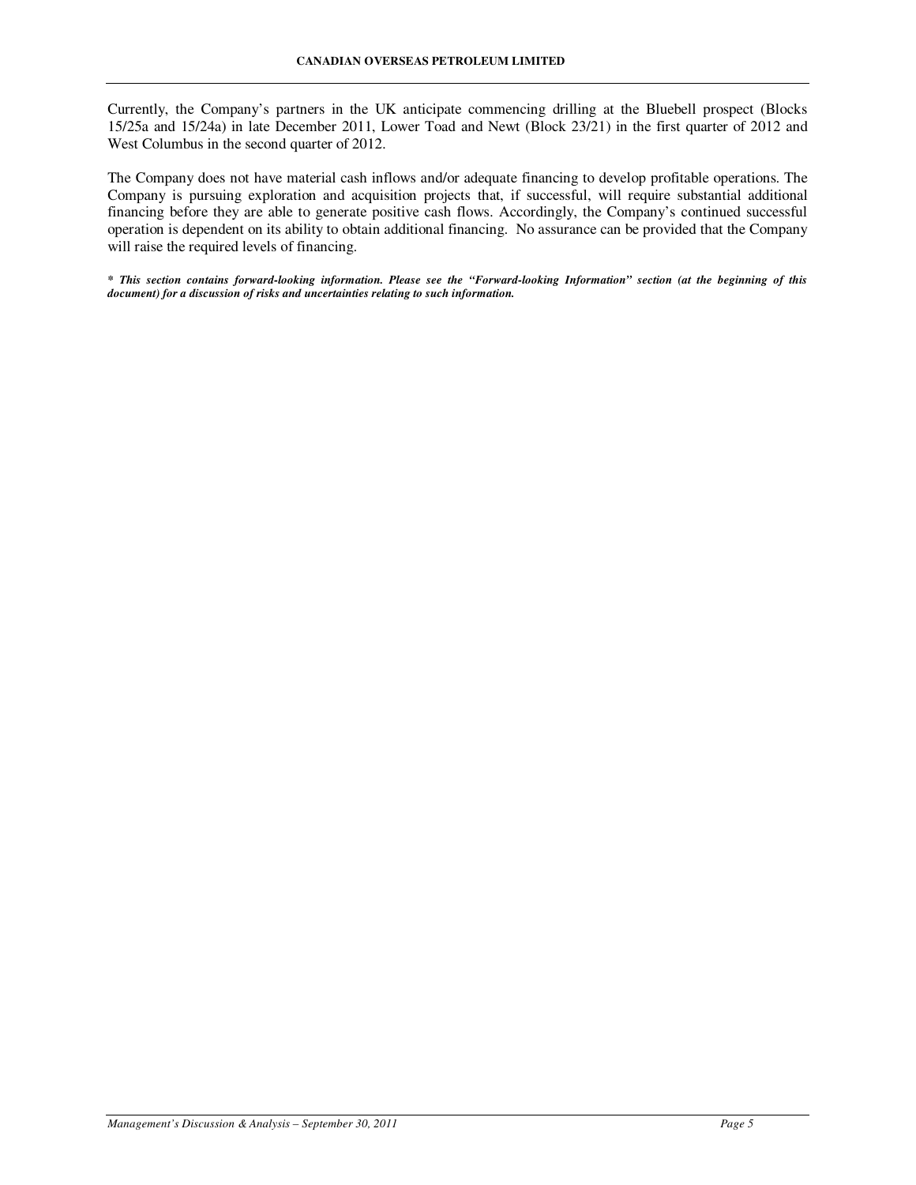Currently, the Company's partners in the UK anticipate commencing drilling at the Bluebell prospect (Blocks 15/25a and 15/24a) in late December 2011, Lower Toad and Newt (Block 23/21) in the first quarter of 2012 and West Columbus in the second quarter of 2012.

The Company does not have material cash inflows and/or adequate financing to develop profitable operations. The Company is pursuing exploration and acquisition projects that, if successful, will require substantial additional financing before they are able to generate positive cash flows. Accordingly, the Company's continued successful operation is dependent on its ability to obtain additional financing. No assurance can be provided that the Company will raise the required levels of financing.

***\* This section contains forward-looking information. Please see the "Forward-looking Information" section (at the beginning of this document) for a discussion of risks and uncertainties relating to such information.***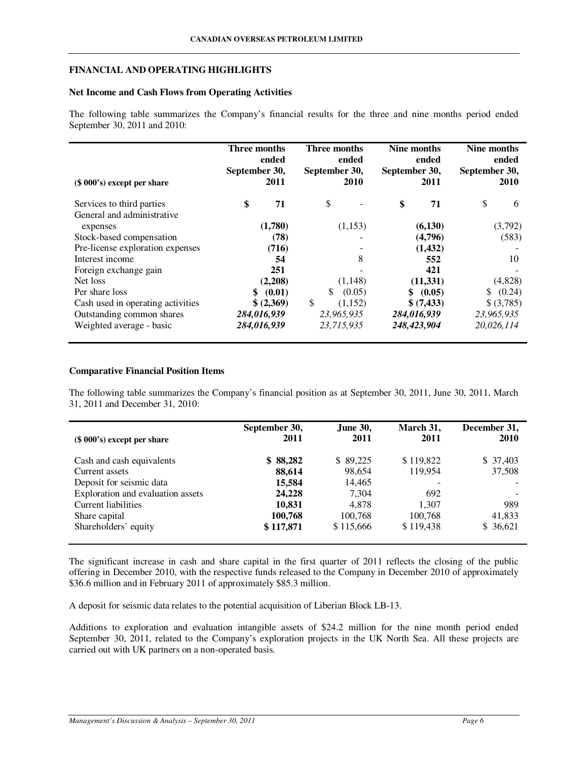## FINANCIAL AND OPERATING HIGHLIGHTS

### Net Income and Cash Flows from Operating Activities

The following table summarizes the Company's financial results for the three and nine months period ended September 30, 2011 and 2010:

| ($ 000's) except per share | Three months ended September 30, 2011 | Three months ended September 30, 2010 | Nine months ended September 30, 2011 | Nine months ended September 30, 2010 |
|---|---|---|---|---|
| Services to third parties | **$ 71** | $ - | **$ 71** | $ 6 |
| General and administrative expenses | **(1,780)** | (1,153) | **(6,130)** | (3,792) |
| Stock-based compensation | **(78)** | - | **(4,796)** | (583) |
| Pre-license exploration expenses | **(716)** | - | **(1,432)** | - |
| Interest income | **54** | 8 | **552** | 10 |
| Foreign exchange gain | **251** | - | **421** | - |
| Net loss | **(2,208)** | (1,148) | **(11,331)** | (4,828) |
| Per share loss | **$ (0.01)** | $ (0.05) | **$ (0.05)** | $ (0.24) |
| Cash used in operating activities | **$ (2,369)** | $ (1,152) | **$ (7,433)** | $ (3,785) |
| Outstanding common shares | ***284,016,939*** | *23,965,935* | ***284,016,939*** | *23,965,935* |
| Weighted average - basic | ***284,016,939*** | *23,715,935* | ***248,423,904*** | *20,026,114* |

### Comparative Financial Position Items

The following table summarizes the Company's financial position as at September 30, 2011, June 30, 2011, March 31, 2011 and December 31, 2010:

| ($ 000's) except per share | September 30, 2011 | June 30, 2011 | March 31, 2011 | December 31, 2010 |
|---|---|---|---|---|
| Cash and cash equivalents | **$ 88,282** | $ 89,225 | $ 119,822 | $ 37,403 |
| Current assets | **88,614** | 98,654 | 119,954 | 37,508 |
| Deposit for seismic data | **15,584** | 14,465 | - | - |
| Exploration and evaluation assets | **24,228** | 7,304 | 692 | - |
| Current liabilities | **10,831** | 4,878 | 1,307 | 989 |
| Share capital | **100,768** | 100,768 | 100,768 | 41,833 |
| Shareholders' equity | **$ 117,871** | $ 115,666 | $ 119,438 | $ 36,621 |

The significant increase in cash and share capital in the first quarter of 2011 reflects the closing of the public offering in December 2010, with the respective funds released to the Company in December 2010 of approximately $36.6 million and in February 2011 of approximately $85.3 million.

A deposit for seismic data relates to the potential acquisition of Liberian Block LB-13.

Additions to exploration and evaluation intangible assets of $24.2 million for the nine month period ended September 30, 2011, related to the Company's exploration projects in the UK North Sea. All these projects are carried out with UK partners on a non-operated basis.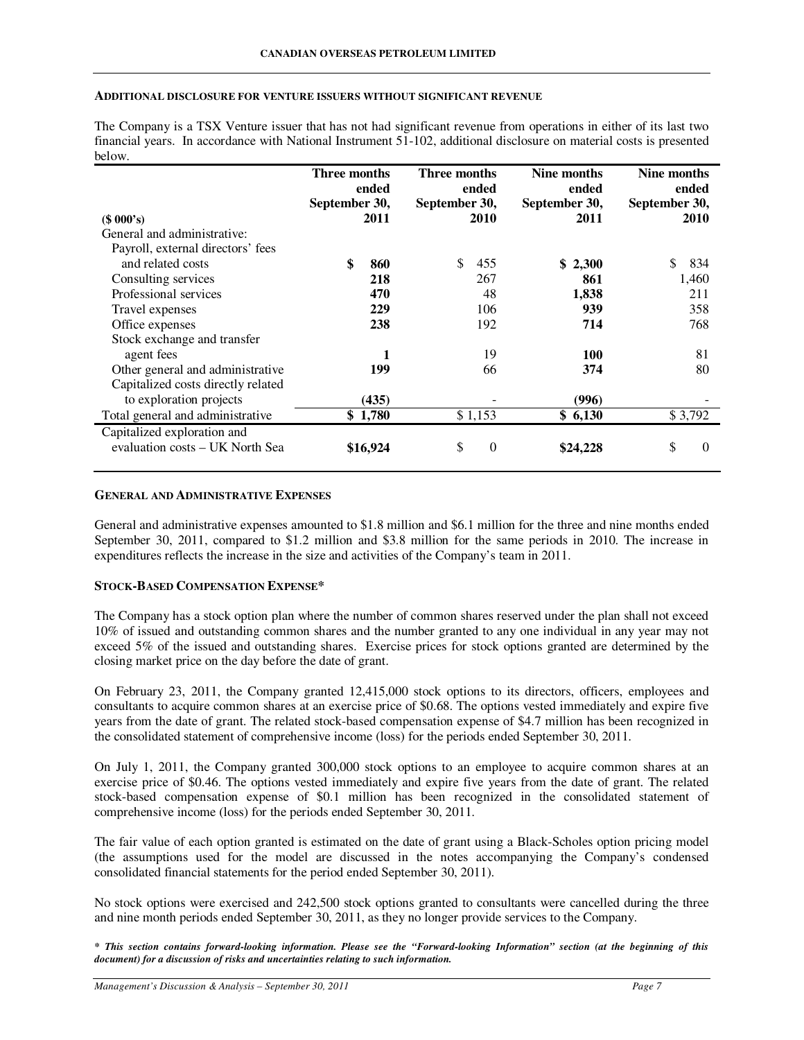#### ADDITIONAL DISCLOSURE FOR VENTURE ISSUERS WITHOUT SIGNIFICANT REVENUE

The Company is a TSX Venture issuer that has not had significant revenue from operations in either of its last two financial years. In accordance with National Instrument 51-102, additional disclosure on material costs is presented below.

| ($ 000's) | Three months ended September 30, 2011 | Three months ended September 30, 2010 | Nine months ended September 30, 2011 | Nine months ended September 30, 2010 |
|---|---|---|---|---|
| General and administrative: | | | | |
| Payroll, external directors' fees and related costs | **$ 860** | $ 455 | **$ 2,300** | $ 834 |
| Consulting services | **218** | 267 | **861** | 1,460 |
| Professional services | **470** | 48 | **1,838** | 211 |
| Travel expenses | **229** | 106 | **939** | 358 |
| Office expenses | **238** | 192 | **714** | 768 |
| Stock exchange and transfer agent fees | **1** | 19 | **100** | 81 |
| Other general and administrative | **199** | 66 | **374** | 80 |
| Capitalized costs directly related to exploration projects | **(435)** | - | **(996)** | - |
| Total general and administrative | **$ 1,780** | $ 1,153 | **$ 6,130** | $ 3,792 |
| Capitalized exploration and evaluation costs – UK North Sea | **$16,924** | $ 0 | **$24,228** | $ 0 |

#### GENERAL AND ADMINISTRATIVE EXPENSES

General and administrative expenses amounted to $1.8 million and $6.1 million for the three and nine months ended September 30, 2011, compared to $1.2 million and $3.8 million for the same periods in 2010. The increase in expenditures reflects the increase in the size and activities of the Company's team in 2011.

#### STOCK-BASED COMPENSATION EXPENSE*

The Company has a stock option plan where the number of common shares reserved under the plan shall not exceed 10% of issued and outstanding common shares and the number granted to any one individual in any year may not exceed 5% of the issued and outstanding shares. Exercise prices for stock options granted are determined by the closing market price on the day before the date of grant.

On February 23, 2011, the Company granted 12,415,000 stock options to its directors, officers, employees and consultants to acquire common shares at an exercise price of $0.68. The options vested immediately and expire five years from the date of grant. The related stock-based compensation expense of $4.7 million has been recognized in the consolidated statement of comprehensive income (loss) for the periods ended September 30, 2011.

On July 1, 2011, the Company granted 300,000 stock options to an employee to acquire common shares at an exercise price of $0.46. The options vested immediately and expire five years from the date of grant. The related stock-based compensation expense of $0.1 million has been recognized in the consolidated statement of comprehensive income (loss) for the periods ended September 30, 2011.

The fair value of each option granted is estimated on the date of grant using a Black-Scholes option pricing model (the assumptions used for the model are discussed in the notes accompanying the Company's condensed consolidated financial statements for the period ended September 30, 2011).

No stock options were exercised and 242,500 stock options granted to consultants were cancelled during the three and nine month periods ended September 30, 2011, as they no longer provide services to the Company.

***\* This section contains forward-looking information. Please see the "Forward-looking Information" section (at the beginning of this document) for a discussion of risks and uncertainties relating to such information.***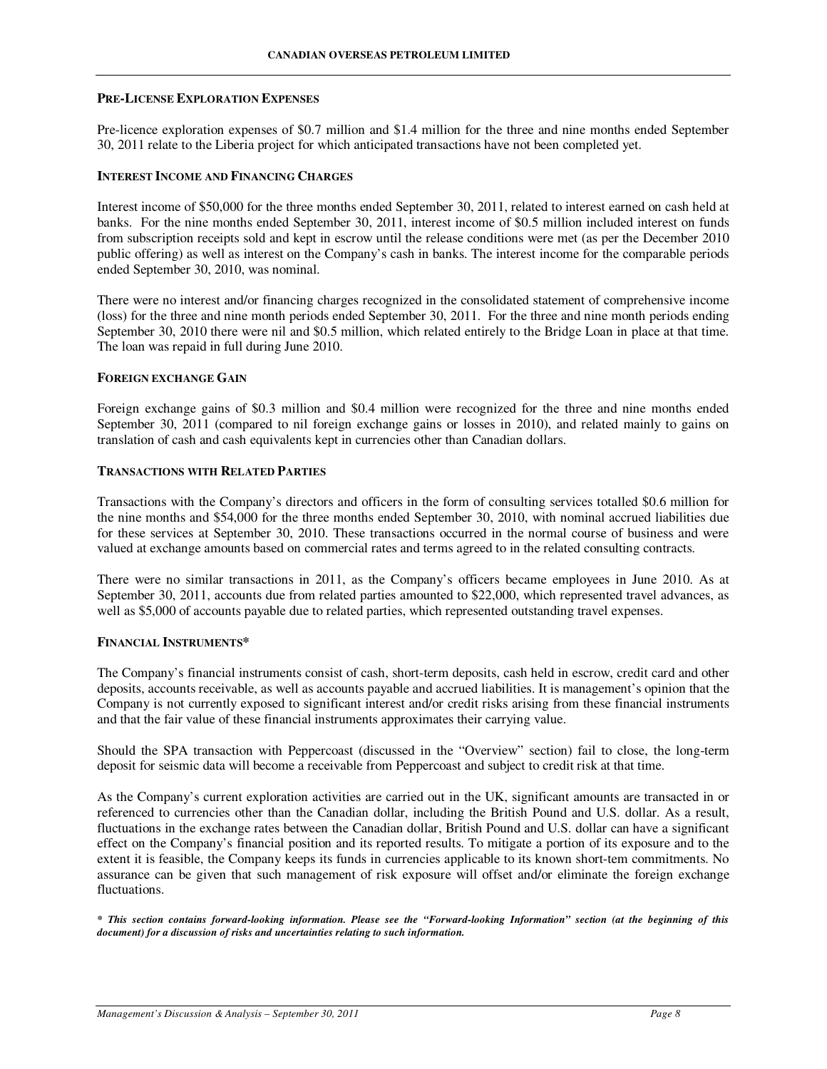#### PRE-LICENSE EXPLORATION EXPENSES

Pre-licence exploration expenses of $0.7 million and $1.4 million for the three and nine months ended September 30, 2011 relate to the Liberia project for which anticipated transactions have not been completed yet.

#### INTEREST INCOME AND FINANCING CHARGES

Interest income of $50,000 for the three months ended September 30, 2011, related to interest earned on cash held at banks. For the nine months ended September 30, 2011, interest income of $0.5 million included interest on funds from subscription receipts sold and kept in escrow until the release conditions were met (as per the December 2010 public offering) as well as interest on the Company's cash in banks. The interest income for the comparable periods ended September 30, 2010, was nominal.

There were no interest and/or financing charges recognized in the consolidated statement of comprehensive income (loss) for the three and nine month periods ended September 30, 2011. For the three and nine month periods ending September 30, 2010 there were nil and $0.5 million, which related entirely to the Bridge Loan in place at that time. The loan was repaid in full during June 2010.

#### FOREIGN EXCHANGE GAIN

Foreign exchange gains of $0.3 million and $0.4 million were recognized for the three and nine months ended September 30, 2011 (compared to nil foreign exchange gains or losses in 2010), and related mainly to gains on translation of cash and cash equivalents kept in currencies other than Canadian dollars.

#### TRANSACTIONS WITH RELATED PARTIES

Transactions with the Company's directors and officers in the form of consulting services totalled $0.6 million for the nine months and $54,000 for the three months ended September 30, 2010, with nominal accrued liabilities due for these services at September 30, 2010. These transactions occurred in the normal course of business and were valued at exchange amounts based on commercial rates and terms agreed to in the related consulting contracts.

There were no similar transactions in 2011, as the Company's officers became employees in June 2010. As at September 30, 2011, accounts due from related parties amounted to $22,000, which represented travel advances, as well as $5,000 of accounts payable due to related parties, which represented outstanding travel expenses.

#### FINANCIAL INSTRUMENTS*

The Company's financial instruments consist of cash, short-term deposits, cash held in escrow, credit card and other deposits, accounts receivable, as well as accounts payable and accrued liabilities. It is management's opinion that the Company is not currently exposed to significant interest and/or credit risks arising from these financial instruments and that the fair value of these financial instruments approximates their carrying value.

Should the SPA transaction with Peppercoast (discussed in the "Overview" section) fail to close, the long-term deposit for seismic data will become a receivable from Peppercoast and subject to credit risk at that time.

As the Company's current exploration activities are carried out in the UK, significant amounts are transacted in or referenced to currencies other than the Canadian dollar, including the British Pound and U.S. dollar. As a result, fluctuations in the exchange rates between the Canadian dollar, British Pound and U.S. dollar can have a significant effect on the Company's financial position and its reported results. To mitigate a portion of its exposure and to the extent it is feasible, the Company keeps its funds in currencies applicable to its known short-tem commitments. No assurance can be given that such management of risk exposure will offset and/or eliminate the foreign exchange fluctuations.

***\* This section contains forward-looking information. Please see the "Forward-looking Information" section (at the beginning of this document) for a discussion of risks and uncertainties relating to such information.***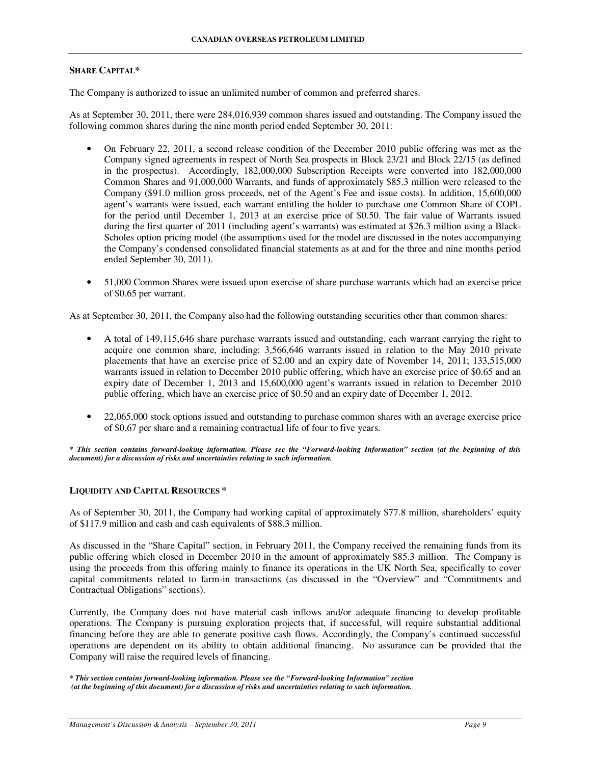## SHARE CAPITAL*

The Company is authorized to issue an unlimited number of common and preferred shares.

As at September 30, 2011, there were 284,016,939 common shares issued and outstanding. The Company issued the following common shares during the nine month period ended September 30, 2011:

- On February 22, 2011, a second release condition of the December 2010 public offering was met as the Company signed agreements in respect of North Sea prospects in Block 23/21 and Block 22/15 (as defined in the prospectus). Accordingly, 182,000,000 Subscription Receipts were converted into 182,000,000 Common Shares and 91,000,000 Warrants, and funds of approximately $85.3 million were released to the Company ($91.0 million gross proceeds, net of the Agent's Fee and issue costs). In addition, 15,600,000 agent's warrants were issued, each warrant entitling the holder to purchase one Common Share of COPL for the period until December 1, 2013 at an exercise price of $0.50. The fair value of Warrants issued during the first quarter of 2011 (including agent's warrants) was estimated at $26.3 million using a Black-Scholes option pricing model (the assumptions used for the model are discussed in the notes accompanying the Company's condensed consolidated financial statements as at and for the three and nine months period ended September 30, 2011).

- 51,000 Common Shares were issued upon exercise of share purchase warrants which had an exercise price of $0.65 per warrant.

As at September 30, 2011, the Company also had the following outstanding securities other than common shares:

- A total of 149,115,646 share purchase warrants issued and outstanding, each warrant carrying the right to acquire one common share, including: 3,566,646 warrants issued in relation to the May 2010 private placements that have an exercise price of $2.00 and an expiry date of November 14, 2011; 133,515,000 warrants issued in relation to December 2010 public offering, which have an exercise price of $0.65 and an expiry date of December 1, 2013 and 15,600,000 agent's warrants issued in relation to December 2010 public offering, which have an exercise price of $0.50 and an expiry date of December 1, 2012.

- 22,065,000 stock options issued and outstanding to purchase common shares with an average exercise price of $0.67 per share and a remaining contractual life of four to five years.

***** *This section contains forward-looking information. Please see the "Forward-looking Information" section (at the beginning of this document) for a discussion of risks and uncertainties relating to such information.*

## LIQUIDITY AND CAPITAL RESOURCES *

As of September 30, 2011, the Company had working capital of approximately $77.8 million, shareholders' equity of $117.9 million and cash and cash equivalents of $88.3 million.

As discussed in the "Share Capital" section, in February 2011, the Company received the remaining funds from its public offering which closed in December 2010 in the amount of approximately $85.3 million. The Company is using the proceeds from this offering mainly to finance its operations in the UK North Sea, specifically to cover capital commitments related to farm-in transactions (as discussed in the "Overview" and "Commitments and Contractual Obligations" sections).

Currently, the Company does not have material cash inflows and/or adequate financing to develop profitable operations. The Company is pursuing exploration projects that, if successful, will require substantial additional financing before they are able to generate positive cash flows. Accordingly, the Company's continued successful operations are dependent on its ability to obtain additional financing. No assurance can be provided that the Company will raise the required levels of financing.

***** *This section contains forward-looking information. Please see the "Forward-looking Information" section (at the beginning of this document) for a discussion of risks and uncertainties relating to such information.*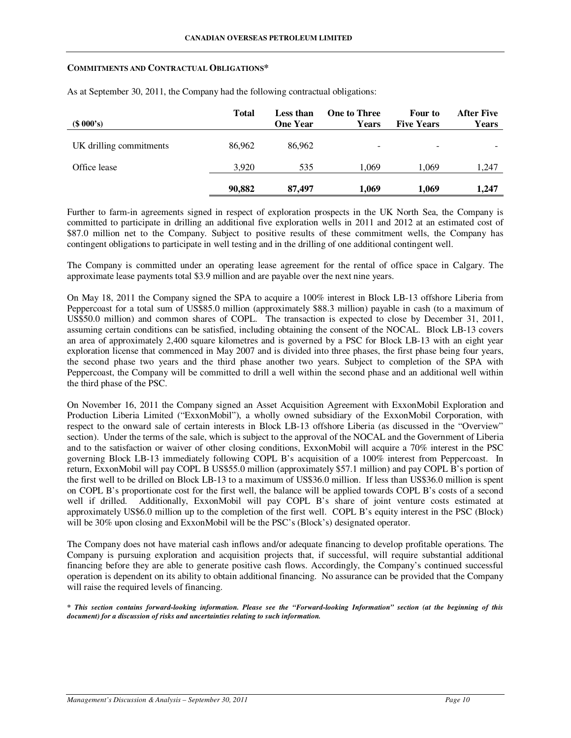**COMMITMENTS AND CONTRACTUAL OBLIGATIONS***

As at September 30, 2011, the Company had the following contractual obligations:

| ($ 000's) | Total | Less than One Year | One to Three Years | Four to Five Years | After Five Years |
|---|---|---|---|---|---|
| UK drilling commitments | 86,962 | 86,962 | - | - | - |
| Office lease | 3,920 | 535 | 1,069 | 1,069 | 1,247 |
| | **90,882** | **87,497** | **1,069** | **1,069** | **1,247** |

Further to farm-in agreements signed in respect of exploration prospects in the UK North Sea, the Company is committed to participate in drilling an additional five exploration wells in 2011 and 2012 at an estimated cost of $87.0 million net to the Company. Subject to positive results of these commitment wells, the Company has contingent obligations to participate in well testing and in the drilling of one additional contingent well.

The Company is committed under an operating lease agreement for the rental of office space in Calgary. The approximate lease payments total $3.9 million and are payable over the next nine years.

On May 18, 2011 the Company signed the SPA to acquire a 100% interest in Block LB-13 offshore Liberia from Peppercoast for a total sum of US$85.0 million (approximately $88.3 million) payable in cash (to a maximum of US$50.0 million) and common shares of COPL. The transaction is expected to close by December 31, 2011, assuming certain conditions can be satisfied, including obtaining the consent of the NOCAL. Block LB-13 covers an area of approximately 2,400 square kilometres and is governed by a PSC for Block LB-13 with an eight year exploration license that commenced in May 2007 and is divided into three phases, the first phase being four years, the second phase two years and the third phase another two years. Subject to completion of the SPA with Peppercoast, the Company will be committed to drill a well within the second phase and an additional well within the third phase of the PSC.

On November 16, 2011 the Company signed an Asset Acquisition Agreement with ExxonMobil Exploration and Production Liberia Limited ("ExxonMobil"), a wholly owned subsidiary of the ExxonMobil Corporation, with respect to the onward sale of certain interests in Block LB-13 offshore Liberia (as discussed in the "Overview" section). Under the terms of the sale, which is subject to the approval of the NOCAL and the Government of Liberia and to the satisfaction or waiver of other closing conditions, ExxonMobil will acquire a 70% interest in the PSC governing Block LB-13 immediately following COPL B's acquisition of a 100% interest from Peppercoast. In return, ExxonMobil will pay COPL B US$55.0 million (approximately $57.1 million) and pay COPL B's portion of the first well to be drilled on Block LB-13 to a maximum of US$36.0 million. If less than US$36.0 million is spent on COPL B's proportionate cost for the first well, the balance will be applied towards COPL B's costs of a second well if drilled. Additionally, ExxonMobil will pay COPL B's share of joint venture costs estimated at approximately US$6.0 million up to the completion of the first well. COPL B's equity interest in the PSC (Block) will be 30% upon closing and ExxonMobil will be the PSC's (Block's) designated operator.

The Company does not have material cash inflows and/or adequate financing to develop profitable operations. The Company is pursuing exploration and acquisition projects that, if successful, will require substantial additional financing before they are able to generate positive cash flows. Accordingly, the Company's continued successful operation is dependent on its ability to obtain additional financing. No assurance can be provided that the Company will raise the required levels of financing.

***\* This section contains forward-looking information. Please see the "Forward-looking Information" section (at the beginning of this document) for a discussion of risks and uncertainties relating to such information.***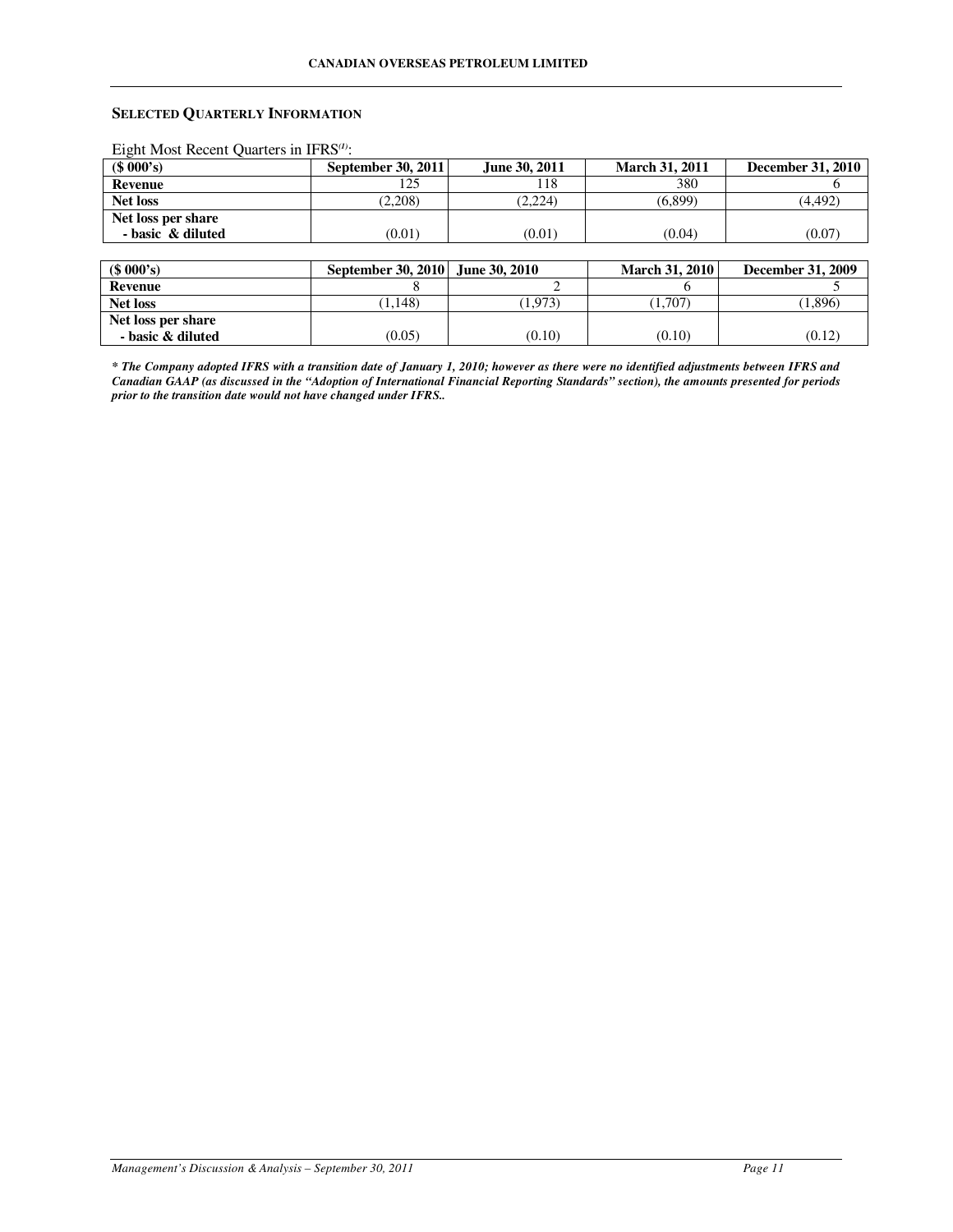### SELECTED QUARTERLY INFORMATION

Eight Most Recent Quarters in IFRS[(1)]:

| ($ 000's) | September 30, 2011 | June 30, 2011 | March 31, 2011 | December 31, 2010 |
|---|---|---|---|---|
| **Revenue** | 125 | 118 | 380 | 6 |
| **Net loss** | (2,208) | (2,224) | (6,899) | (4,492) |
| **Net loss per share - basic & diluted** | (0.01) | (0.01) | (0.04) | (0.07) |

| ($ 000's) | September 30, 2010 | June 30, 2010 | March 31, 2010 | December 31, 2009 |
|---|---|---|---|---|
| **Revenue** | 8 | 2 | 6 | 5 |
| **Net loss** | (1,148) | (1,973) | (1,707) | (1,896) |
| **Net loss per share - basic & diluted** | (0.05) | (0.10) | (0.10) | (0.12) |

***** *The Company adopted IFRS with a transition date of January 1, 2010; however as there were no identified adjustments between IFRS and Canadian GAAP (as discussed in the "Adoption of International Financial Reporting Standards" section), the amounts presented for periods prior to the transition date would not have changed under IFRS..*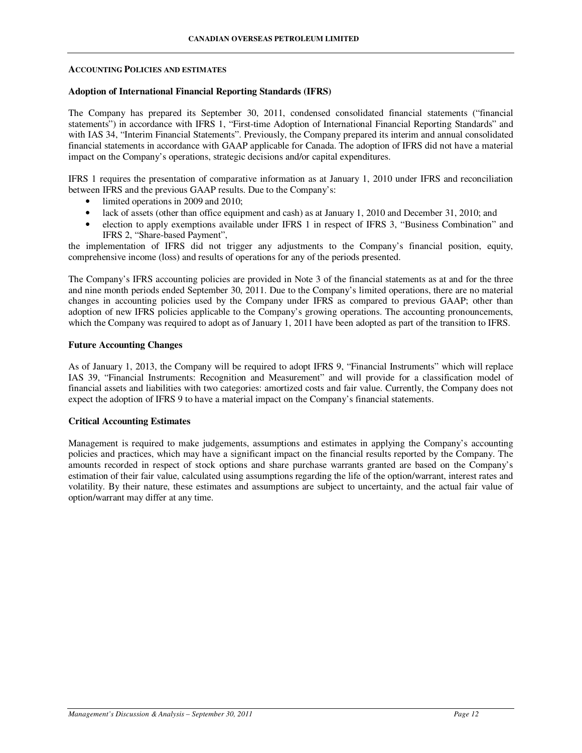## ACCOUNTING POLICIES AND ESTIMATES

### Adoption of International Financial Reporting Standards (IFRS)

The Company has prepared its September 30, 2011, condensed consolidated financial statements ("financial statements") in accordance with IFRS 1, "First-time Adoption of International Financial Reporting Standards" and with IAS 34, "Interim Financial Statements". Previously, the Company prepared its interim and annual consolidated financial statements in accordance with GAAP applicable for Canada. The adoption of IFRS did not have a material impact on the Company's operations, strategic decisions and/or capital expenditures.

IFRS 1 requires the presentation of comparative information as at January 1, 2010 under IFRS and reconciliation between IFRS and the previous GAAP results. Due to the Company's:

- limited operations in 2009 and 2010;
- lack of assets (other than office equipment and cash) as at January 1, 2010 and December 31, 2010; and
- election to apply exemptions available under IFRS 1 in respect of IFRS 3, "Business Combination" and IFRS 2, "Share-based Payment",

the implementation of IFRS did not trigger any adjustments to the Company's financial position, equity, comprehensive income (loss) and results of operations for any of the periods presented.

The Company's IFRS accounting policies are provided in Note 3 of the financial statements as at and for the three and nine month periods ended September 30, 2011. Due to the Company's limited operations, there are no material changes in accounting policies used by the Company under IFRS as compared to previous GAAP; other than adoption of new IFRS policies applicable to the Company's growing operations. The accounting pronouncements, which the Company was required to adopt as of January 1, 2011 have been adopted as part of the transition to IFRS.

### Future Accounting Changes

As of January 1, 2013, the Company will be required to adopt IFRS 9, "Financial Instruments" which will replace IAS 39, "Financial Instruments: Recognition and Measurement" and will provide for a classification model of financial assets and liabilities with two categories: amortized costs and fair value. Currently, the Company does not expect the adoption of IFRS 9 to have a material impact on the Company's financial statements.

### Critical Accounting Estimates

Management is required to make judgements, assumptions and estimates in applying the Company's accounting policies and practices, which may have a significant impact on the financial results reported by the Company. The amounts recorded in respect of stock options and share purchase warrants granted are based on the Company's estimation of their fair value, calculated using assumptions regarding the life of the option/warrant, interest rates and volatility. By their nature, these estimates and assumptions are subject to uncertainty, and the actual fair value of option/warrant may differ at any time.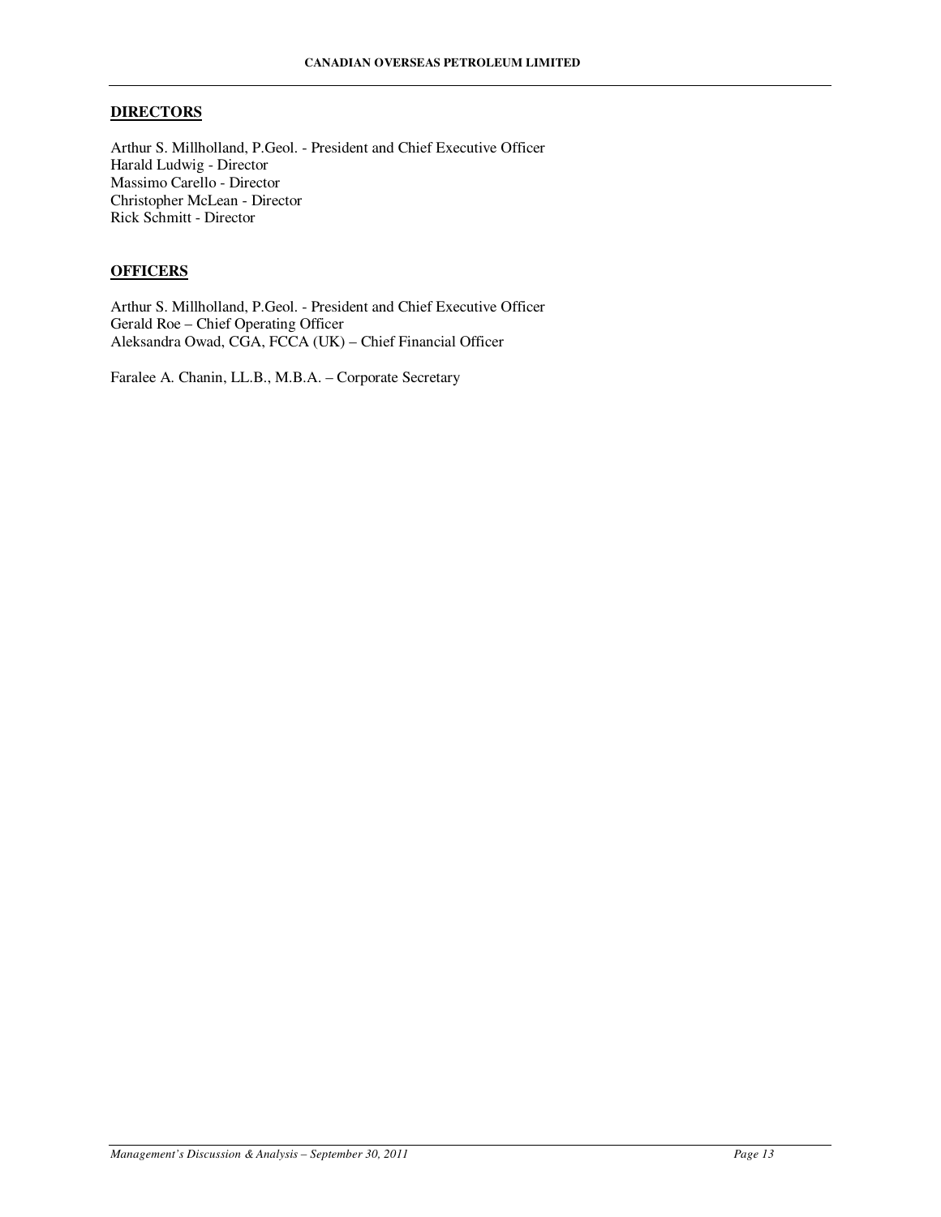## DIRECTORS

Arthur S. Millholland, P.Geol. - President and Chief Executive Officer
Harald Ludwig - Director
Massimo Carello - Director
Christopher McLean - Director
Rick Schmitt - Director

## OFFICERS

Arthur S. Millholland, P.Geol. - President and Chief Executive Officer
Gerald Roe – Chief Operating Officer
Aleksandra Owad, CGA, FCCA (UK) – Chief Financial Officer

Faralee A. Chanin, LL.B., M.B.A. – Corporate Secretary